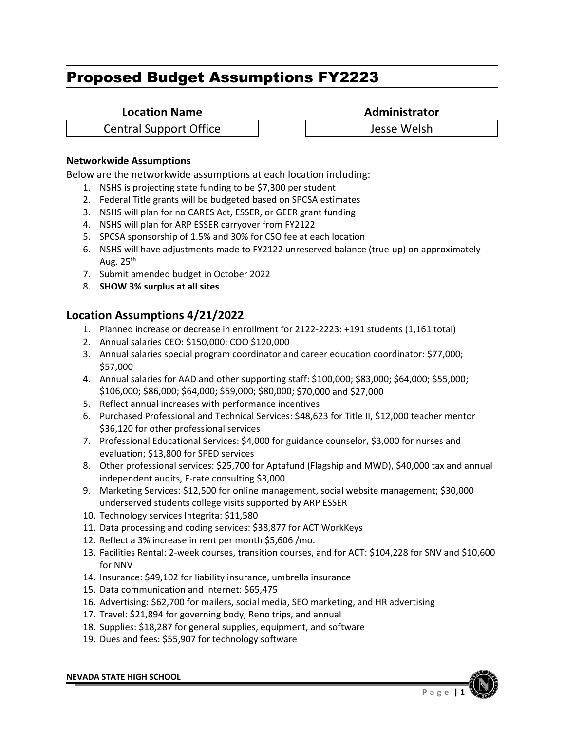# Proposed Budget Assumptions FY2223

| Location Name | Administrator |
| --- | --- |
| Central Support Office | Jesse Welsh |

**Networkwide Assumptions**

Below are the networkwide assumptions at each location including:

1. NSHS is projecting state funding to be $7,300 per student
2. Federal Title grants will be budgeted based on SPCSA estimates
3. NSHS will plan for no CARES Act, ESSER, or GEER grant funding
4. NSHS will plan for ARP ESSER carryover from FY2122
5. SPCSA sponsorship of 1.5% and 30% for CSO fee at each location
6. NSHS will have adjustments made to FY2122 unreserved balance (true-up) on approximately Aug. 25th
7. Submit amended budget in October 2022
8. **SHOW 3% surplus at all sites**

## Location Assumptions 4/21/2022

1. Planned increase or decrease in enrollment for 2122-2223: +191 students (1,161 total)
2. Annual salaries CEO: $150,000; COO $120,000
3. Annual salaries special program coordinator and career education coordinator: $77,000; $57,000
4. Annual salaries for AAD and other supporting staff: $100,000; $83,000; $64,000; $55,000; $106,000; $86,000; $64,000; $59,000; $80,000; $70,000 and $27,000
5. Reflect annual increases with performance incentives
6. Purchased Professional and Technical Services: $48,623 for Title II, $12,000 teacher mentor $36,120 for other professional services
7. Professional Educational Services: $4,000 for guidance counselor, $3,000 for nurses and evaluation; $13,800 for SPED services
8. Other professional services: $25,700 for Aptafund (Flagship and MWD), $40,000 tax and annual independent audits, E-rate consulting $3,000
9. Marketing Services: $12,500 for online management, social website management; $30,000 underserved students college visits supported by ARP ESSER
10. Technology services Integrita: $11,580
11. Data processing and coding services: $38,877 for ACT WorkKeys
12. Reflect a 3% increase in rent per month $5,606 /mo.
13. Facilities Rental: 2-week courses, transition courses, and for ACT: $104,228 for SNV and $10,600 for NNV
14. Insurance: $49,102 for liability insurance, umbrella insurance
15. Data communication and internet: $65,475
16. Advertising: $62,700 for mailers, social media, SEO marketing, and HR advertising
17. Travel: $21,894 for governing body, Reno trips, and annual
18. Supplies: $18,287 for general supplies, equipment, and software
19. Dues and fees: $55,907 for technology software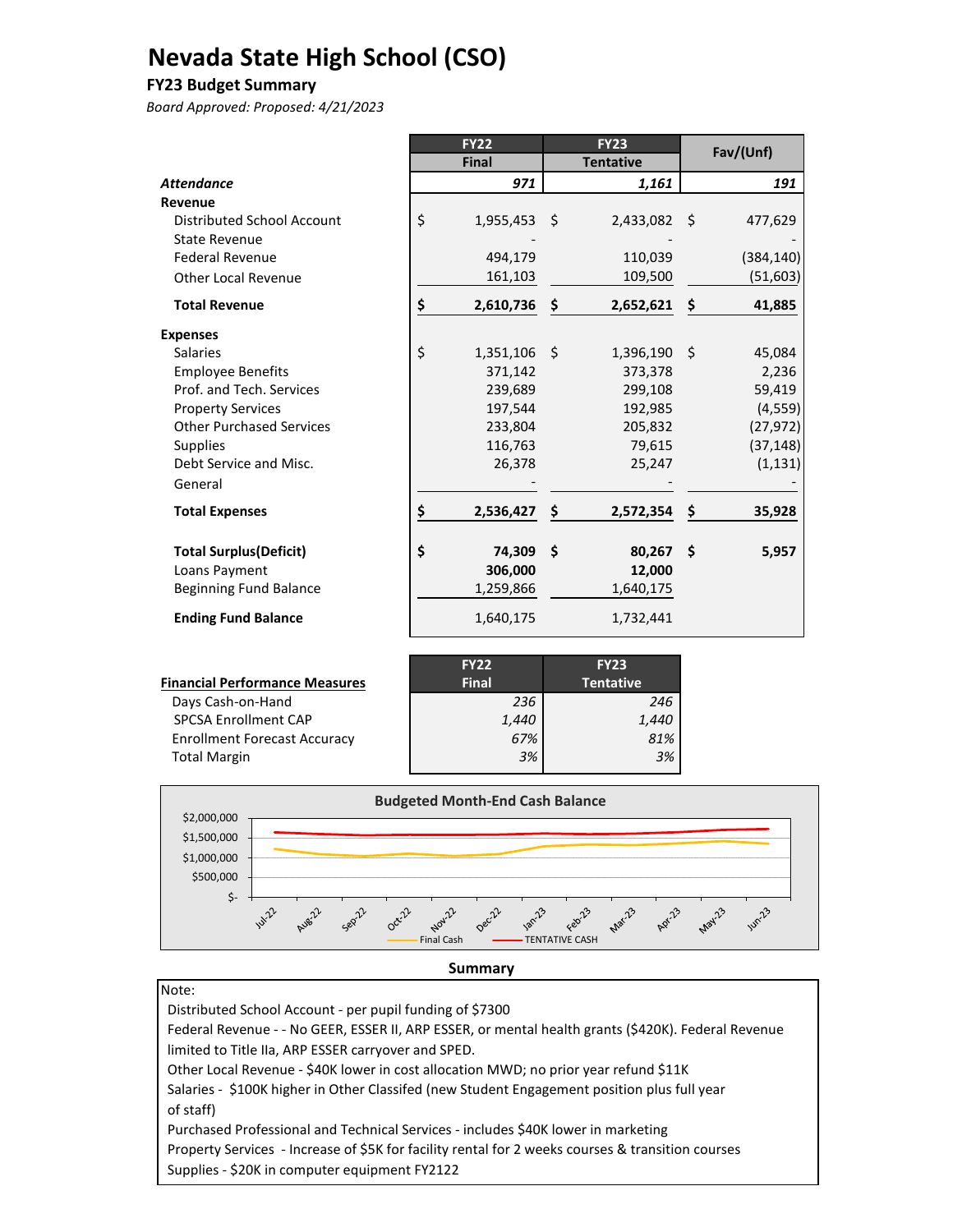# Nevada State High School (CSO)

**FY23 Budget Summary**

*Board Approved: Proposed: 4/21/2023*

| | FY22 Final | FY23 Tentative | Fav/(Unf) |
|---|---|---|---|
| ***Attendance*** | *971* | *1,161* | *191* |
| **Revenue** | | | |
| Distributed School Account | $ 1,955,453 | $ 2,433,082 | $ 477,629 |
| State Revenue | - | - | - |
| Federal Revenue | 494,179 | 110,039 | (384,140) |
| Other Local Revenue | 161,103 | 109,500 | (51,603) |
| **Total Revenue** | **$ 2,610,736** | **$ 2,652,621** | **$ 41,885** |
| **Expenses** | | | |
| Salaries | $ 1,351,106 | $ 1,396,190 | $ 45,084 |
| Employee Benefits | 371,142 | 373,378 | 2,236 |
| Prof. and Tech. Services | 239,689 | 299,108 | 59,419 |
| Property Services | 197,544 | 192,985 | (4,559) |
| Other Purchased Services | 233,804 | 205,832 | (27,972) |
| Supplies | 116,763 | 79,615 | (37,148) |
| Debt Service and Misc. | 26,378 | 25,247 | (1,131) |
| General | - | - | - |
| **Total Expenses** | **$ 2,536,427** | **$ 2,572,354** | **$ 35,928** |
| **Total Surplus(Deficit)** | **$ 74,309** | **$ 80,267** | **$ 5,957** |
| Loans Payment | **306,000** | **12,000** | |
| Beginning Fund Balance | 1,259,866 | 1,640,175 | |
| **Ending Fund Balance** | 1,640,175 | 1,732,441 | |

| **Financial Performance Measures** | FY22 Final | FY23 Tentative |
|---|---|---|
| Days Cash-on-Hand | *236* | *246* |
| SPCSA Enrollment CAP | *1,440* | *1,440* |
| Enrollment Forecast Accuracy | *67%* | *81%* |
| Total Margin | *3%* | *3%* |

**Budgeted Month-End Cash Balance**

Legend: Final Cash; TENTATIVE CASH

**Summary**

Note:

Distributed School Account - per pupil funding of $7300

Federal Revenue - - No GEER, ESSER II, ARP ESSER, or mental health grants ($420K). Federal Revenue limited to Title IIa, ARP ESSER carryover and SPED.

Other Local Revenue - $40K lower in cost allocation MWD; no prior year refund $11K

Salaries - $100K higher in Other Classifed (new Student Engagement position plus full year of staff)

Purchased Professional and Technical Services - includes $40K lower in marketing

Property Services - Increase of $5K for facility rental for 2 weeks courses & transition courses

Supplies - $20K in computer equipment FY2122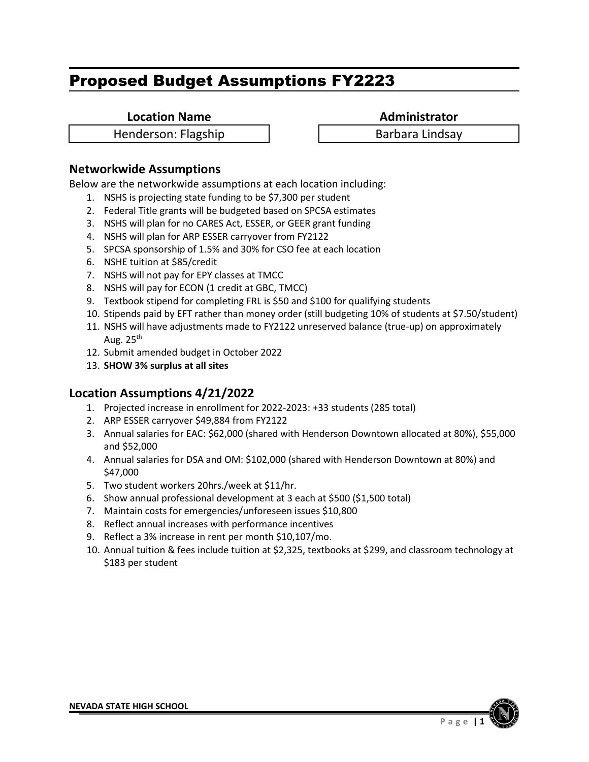# Proposed Budget Assumptions FY2223

| Location Name | Administrator |
| --- | --- |
| Henderson: Flagship | Barbara Lindsay |

## Networkwide Assumptions

Below are the networkwide assumptions at each location including:

1. NSHS is projecting state funding to be $7,300 per student
2. Federal Title grants will be budgeted based on SPCSA estimates
3. NSHS will plan for no CARES Act, ESSER, or GEER grant funding
4. NSHS will plan for ARP ESSER carryover from FY2122
5. SPCSA sponsorship of 1.5% and 30% for CSO fee at each location
6. NSHE tuition at $85/credit
7. NSHS will not pay for EPY classes at TMCC
8. NSHS will pay for ECON (1 credit at GBC, TMCC)
9. Textbook stipend for completing FRL is $50 and $100 for qualifying students
10. Stipends paid by EFT rather than money order (still budgeting 10% of students at $7.50/student)
11. NSHS will have adjustments made to FY2122 unreserved balance (true-up) on approximately Aug. 25th
12. Submit amended budget in October 2022
13. **SHOW 3% surplus at all sites**

## Location Assumptions 4/21/2022

1. Projected increase in enrollment for 2022-2023: +33 students (285 total)
2. ARP ESSER carryover $49,884 from FY2122
3. Annual salaries for EAC: $62,000 (shared with Henderson Downtown allocated at 80%), $55,000 and $52,000
4. Annual salaries for DSA and OM: $102,000 (shared with Henderson Downtown at 80%) and $47,000
5. Two student workers 20hrs./week at $11/hr.
6. Show annual professional development at 3 each at $500 ($1,500 total)
7. Maintain costs for emergencies/unforeseen issues $10,800
8. Reflect annual increases with performance incentives
9. Reflect a 3% increase in rent per month $10,107/mo.
10. Annual tuition & fees include tuition at $2,325, textbooks at $299, and classroom technology at $183 per student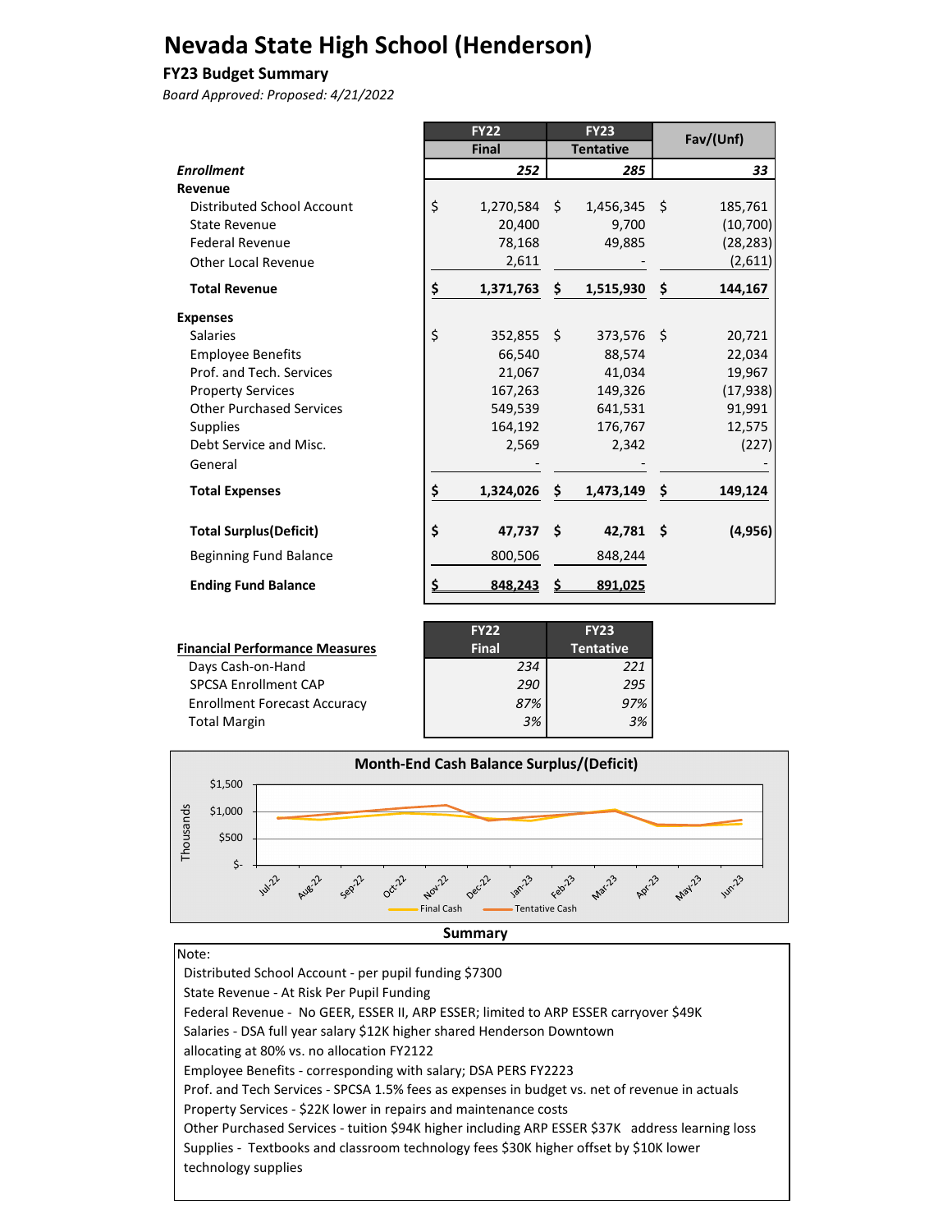# Nevada State High School (Henderson)

## FY23 Budget Summary

*Board Approved: Proposed: 4/21/2022*

| | FY22 Final | FY23 Tentative | Fav/(Unf) |
|---|---|---|---|
| ***Enrollment*** | *252* | *285* | *33* |
| **Revenue** | | | |
| Distributed School Account | $ 1,270,584 | $ 1,456,345 | $ 185,761 |
| State Revenue | 20,400 | 9,700 | (10,700) |
| Federal Revenue | 78,168 | 49,885 | (28,283) |
| Other Local Revenue | 2,611 | - | (2,611) |
| **Total Revenue** | **$ 1,371,763** | **$ 1,515,930** | **$ 144,167** |
| **Expenses** | | | |
| Salaries | $ 352,855 | $ 373,576 | $ 20,721 |
| Employee Benefits | 66,540 | 88,574 | 22,034 |
| Prof. and Tech. Services | 21,067 | 41,034 | 19,967 |
| Property Services | 167,263 | 149,326 | (17,938) |
| Other Purchased Services | 549,539 | 641,531 | 91,991 |
| Supplies | 164,192 | 176,767 | 12,575 |
| Debt Service and Misc. | 2,569 | 2,342 | (227) |
| General | - | - | - |
| **Total Expenses** | **$ 1,324,026** | **$ 1,473,149** | **$ 149,124** |
| **Total Surplus(Deficit)** | **$ 47,737** | **$ 42,781** | **$ (4,956)** |
| Beginning Fund Balance | 800,506 | 848,244 | |
| **Ending Fund Balance** | **$ 848,243** | **$ 891,025** | |

| **Financial Performance Measures** | FY22 Final | FY23 Tentative |
|---|---|---|
| Days Cash-on-Hand | *234* | *221* |
| SPCSA Enrollment CAP | *290* | *295* |
| Enrollment Forecast Accuracy | *87%* | *97%* |
| Total Margin | *3%* | *3%* |

**Month-End Cash Balance Surplus/(Deficit)**

Thousands: $1,500, $1,000, $500, $-

Jul-22, Aug-22, Sep-22, Oct-22, Nov-22, Dec-22, Jan-23, Feb-23, Mar-23, Apr-23, May-23, Jun-23

Final Cash — Tentative Cash

**Summary**

Note:

Distributed School Account - per pupil funding $7300

State Revenue - At Risk Per Pupil Funding

Federal Revenue - No GEER, ESSER II, ARP ESSER; limited to ARP ESSER carryover $49K

Salaries - DSA full year salary $12K higher shared Henderson Downtown allocating at 80% vs. no allocation FY2122

Employee Benefits - corresponding with salary; DSA PERS FY2223

Prof. and Tech Services - SPCSA 1.5% fees as expenses in budget vs. net of revenue in actuals

Property Services - $22K lower in repairs and maintenance costs

Other Purchased Services - tuition $94K higher including ARP ESSER $37K address learning loss

Supplies - Textbooks and classroom technology fees $30K higher offset by $10K lower technology supplies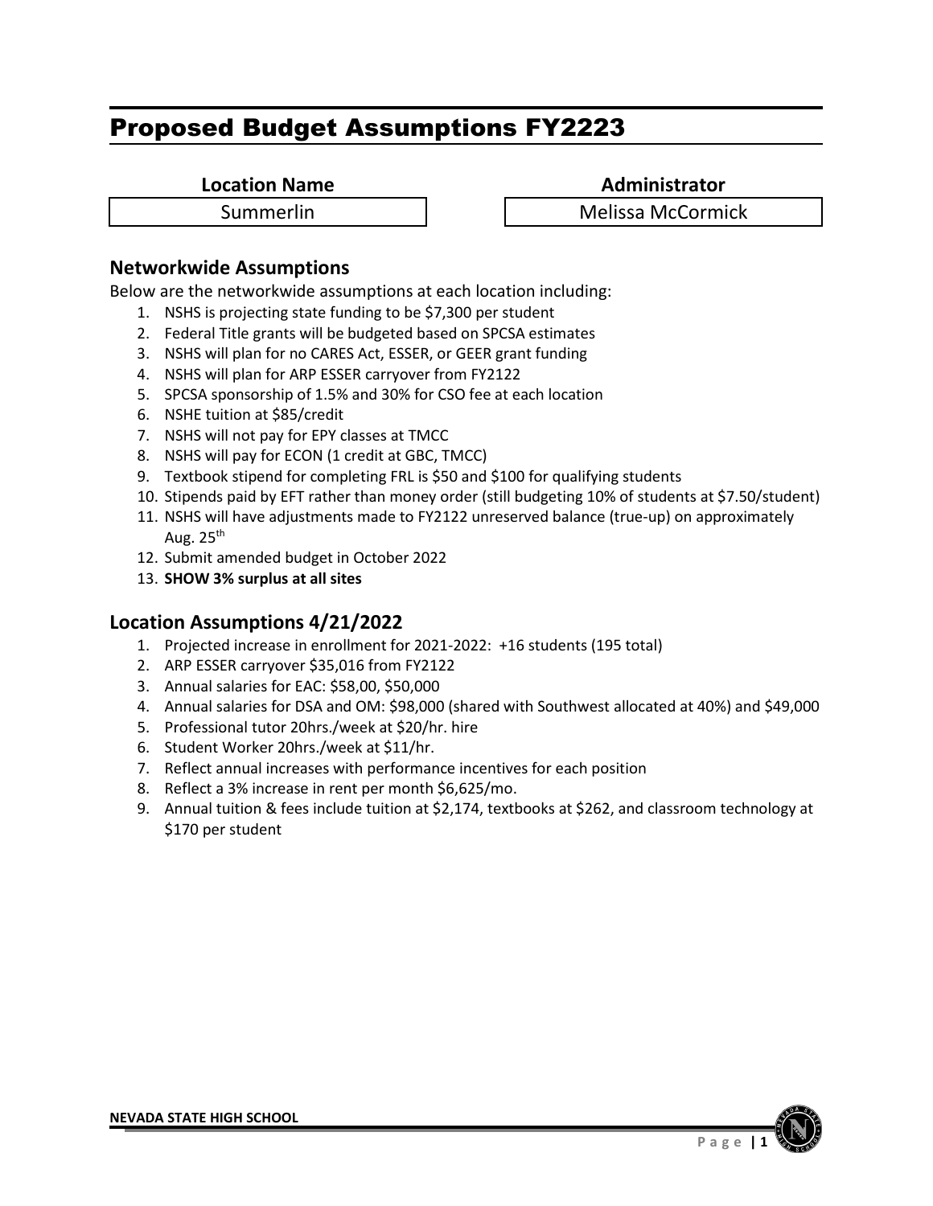# Proposed Budget Assumptions FY2223

| Location Name | Administrator |
| --- | --- |
| Summerlin | Melissa McCormick |

## Networkwide Assumptions

Below are the networkwide assumptions at each location including:

1. NSHS is projecting state funding to be $7,300 per student
2. Federal Title grants will be budgeted based on SPCSA estimates
3. NSHS will plan for no CARES Act, ESSER, or GEER grant funding
4. NSHS will plan for ARP ESSER carryover from FY2122
5. SPCSA sponsorship of 1.5% and 30% for CSO fee at each location
6. NSHE tuition at $85/credit
7. NSHS will not pay for EPY classes at TMCC
8. NSHS will pay for ECON (1 credit at GBC, TMCC)
9. Textbook stipend for completing FRL is $50 and $100 for qualifying students
10. Stipends paid by EFT rather than money order (still budgeting 10% of students at $7.50/student)
11. NSHS will have adjustments made to FY2122 unreserved balance (true-up) on approximately Aug. 25th
12. Submit amended budget in October 2022
13. **SHOW 3% surplus at all sites**

## Location Assumptions 4/21/2022

1. Projected increase in enrollment for 2021-2022: +16 students (195 total)
2. ARP ESSER carryover $35,016 from FY2122
3. Annual salaries for EAC: $58,00, $50,000
4. Annual salaries for DSA and OM: $98,000 (shared with Southwest allocated at 40%) and $49,000
5. Professional tutor 20hrs./week at $20/hr. hire
6. Student Worker 20hrs./week at $11/hr.
7. Reflect annual increases with performance incentives for each position
8. Reflect a 3% increase in rent per month $6,625/mo.
9. Annual tuition & fees include tuition at $2,174, textbooks at $262, and classroom technology at $170 per student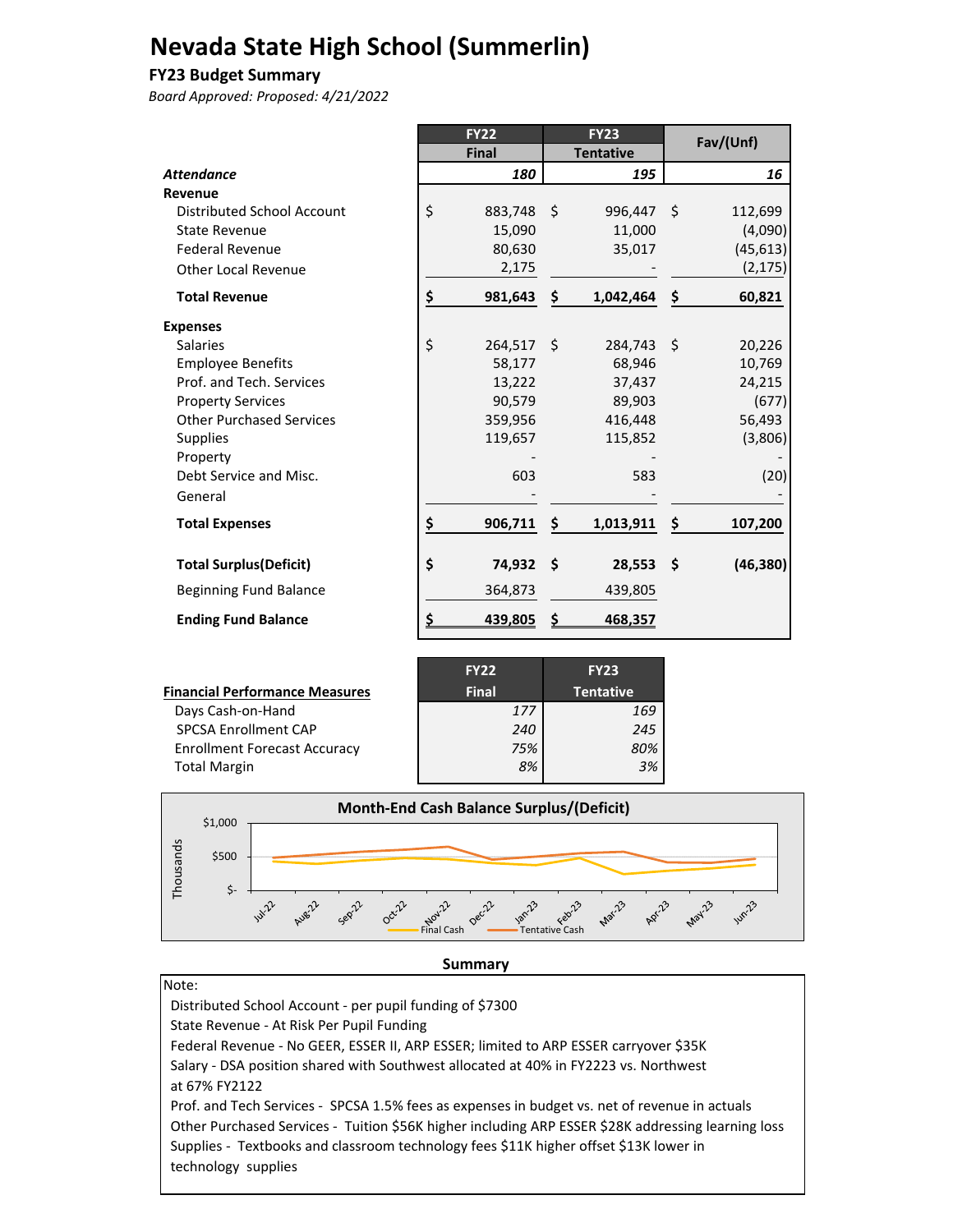# Nevada State High School (Summerlin)

**FY23 Budget Summary**

*Board Approved: Proposed: 4/21/2022*

| | FY22 Final | FY23 Tentative | Fav/(Unf) |
|---|---|---|---|
| *Attendance* | *180* | *195* | *16* |
| **Revenue** | | | |
| Distributed School Account | $ 883,748 | $ 996,447 | $ 112,699 |
| State Revenue | 15,090 | 11,000 | (4,090) |
| Federal Revenue | 80,630 | 35,017 | (45,613) |
| Other Local Revenue | 2,175 | - | (2,175) |
| **Total Revenue** | **$ 981,643** | **$ 1,042,464** | **$ 60,821** |
| **Expenses** | | | |
| Salaries | $ 264,517 | $ 284,743 | $ 20,226 |
| Employee Benefits | 58,177 | 68,946 | 10,769 |
| Prof. and Tech. Services | 13,222 | 37,437 | 24,215 |
| Property Services | 90,579 | 89,903 | (677) |
| Other Purchased Services | 359,956 | 416,448 | 56,493 |
| Supplies | 119,657 | 115,852 | (3,806) |
| Property | - | - | - |
| Debt Service and Misc. | 603 | 583 | (20) |
| General | - | - | - |
| **Total Expenses** | **$ 906,711** | **$ 1,013,911** | **$ 107,200** |
| **Total Surplus(Deficit)** | **$ 74,932** | **$ 28,553** | **$ (46,380)** |
| Beginning Fund Balance | 364,873 | 439,805 | |
| **Ending Fund Balance** | **$ 439,805** | **$ 468,357** | |

| Financial Performance Measures | FY22 Final | FY23 Tentative |
|---|---|---|
| Days Cash-on-Hand | *177* | *169* |
| SPCSA Enrollment CAP | *240* | *245* |
| Enrollment Forecast Accuracy | *75%* | *80%* |
| Total Margin | *8%* | *3%* |

**Month-End Cash Balance Surplus/(Deficit)**

**Summary**

Note:

Distributed School Account - per pupil funding of $7300

State Revenue - At Risk Per Pupil Funding

Federal Revenue - No GEER, ESSER II, ARP ESSER; limited to ARP ESSER carryover $35K

Salary - DSA position shared with Southwest allocated at 40% in FY2223 vs. Northwest at 67% FY2122

Prof. and Tech Services - SPCSA 1.5% fees as expenses in budget vs. net of revenue in actuals

Other Purchased Services - Tuition $56K higher including ARP ESSER $28K addressing learning loss

Supplies - Textbooks and classroom technology fees $11K higher offset $13K lower in technology supplies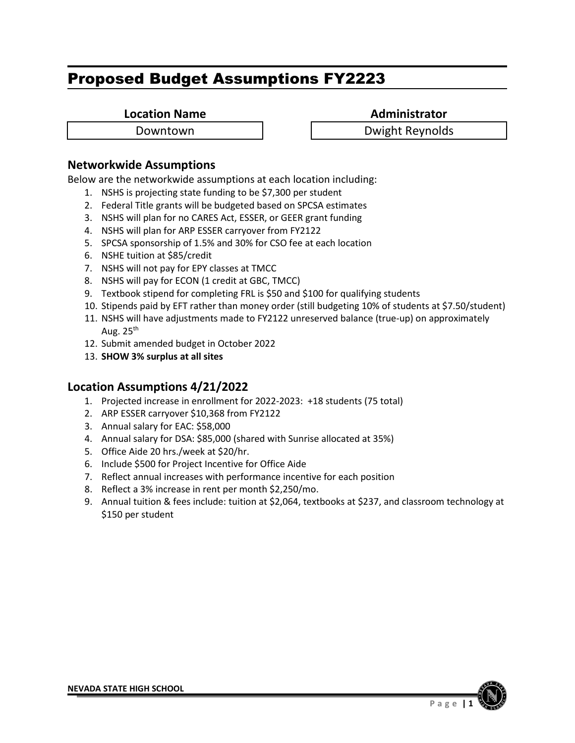# Proposed Budget Assumptions FY2223

| Location Name | Administrator |
| --- | --- |
| Downtown | Dwight Reynolds |

## Networkwide Assumptions

Below are the networkwide assumptions at each location including:

1. NSHS is projecting state funding to be $7,300 per student
2. Federal Title grants will be budgeted based on SPCSA estimates
3. NSHS will plan for no CARES Act, ESSER, or GEER grant funding
4. NSHS will plan for ARP ESSER carryover from FY2122
5. SPCSA sponsorship of 1.5% and 30% for CSO fee at each location
6. NSHE tuition at $85/credit
7. NSHS will not pay for EPY classes at TMCC
8. NSHS will pay for ECON (1 credit at GBC, TMCC)
9. Textbook stipend for completing FRL is $50 and $100 for qualifying students
10. Stipends paid by EFT rather than money order (still budgeting 10% of students at $7.50/student)
11. NSHS will have adjustments made to FY2122 unreserved balance (true-up) on approximately Aug. 25th
12. Submit amended budget in October 2022
13. **SHOW 3% surplus at all sites**

## Location Assumptions 4/21/2022

1. Projected increase in enrollment for 2022-2023: +18 students (75 total)
2. ARP ESSER carryover $10,368 from FY2122
3. Annual salary for EAC: $58,000
4. Annual salary for DSA: $85,000 (shared with Sunrise allocated at 35%)
5. Office Aide 20 hrs./week at $20/hr.
6. Include $500 for Project Incentive for Office Aide
7. Reflect annual increases with performance incentive for each position
8. Reflect a 3% increase in rent per month $2,250/mo.
9. Annual tuition & fees include: tuition at $2,064, textbooks at $237, and classroom technology at $150 per student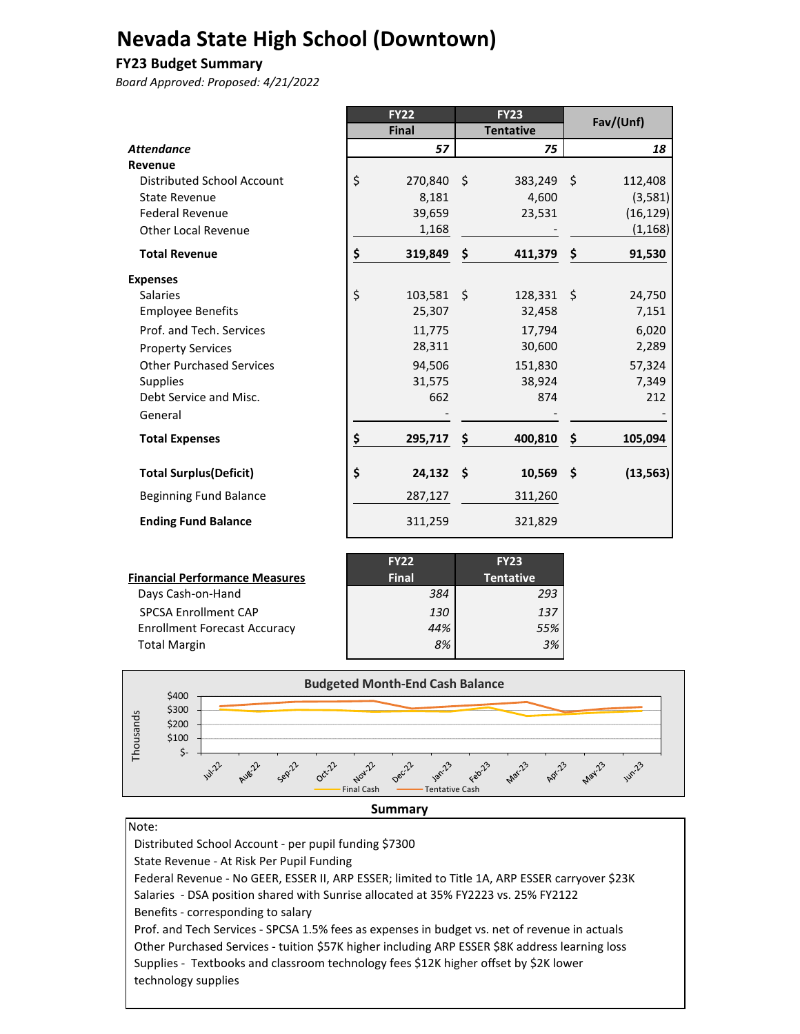# Nevada State High School (Downtown)

**FY23 Budget Summary**

*Board Approved: Proposed: 4/21/2022*

| | FY22 Final | FY23 Tentative | Fav/(Unf) |
|---|---|---|---|
| ***Attendance*** | *57* | *75* | *18* |
| **Revenue** | | | |
| Distributed School Account | $ 270,840 | $ 383,249 | $ 112,408 |
| State Revenue | 8,181 | 4,600 | (3,581) |
| Federal Revenue | 39,659 | 23,531 | (16,129) |
| Other Local Revenue | 1,168 | - | (1,168) |
| **Total Revenue** | **$ 319,849** | **$ 411,379** | **$ 91,530** |
| **Expenses** | | | |
| Salaries | $ 103,581 | $ 128,331 | $ 24,750 |
| Employee Benefits | 25,307 | 32,458 | 7,151 |
| Prof. and Tech. Services | 11,775 | 17,794 | 6,020 |
| Property Services | 28,311 | 30,600 | 2,289 |
| Other Purchased Services | 94,506 | 151,830 | 57,324 |
| Supplies | 31,575 | 38,924 | 7,349 |
| Debt Service and Misc. | 662 | 874 | 212 |
| General | - | - | - |
| **Total Expenses** | **$ 295,717** | **$ 400,810** | **$ 105,094** |
| **Total Surplus(Deficit)** | **$ 24,132** | **$ 10,569** | **$ (13,563)** |
| Beginning Fund Balance | 287,127 | 311,260 | |
| **Ending Fund Balance** | 311,259 | 321,829 | |

| **Financial Performance Measures** | FY22 Final | FY23 Tentative |
|---|---|---|
| Days Cash-on-Hand | *384* | *293* |
| SPCSA Enrollment CAP | *130* | *137* |
| Enrollment Forecast Accuracy | *44%* | *55%* |
| Total Margin | *8%* | *3%* |

**Budgeted Month-End Cash Balance**

**Summary**

Note:

Distributed School Account - per pupil funding $7300

State Revenue - At Risk Per Pupil Funding

Federal Revenue - No GEER, ESSER II, ARP ESSER; limited to Title 1A, ARP ESSER carryover $23K

Salaries - DSA position shared with Sunrise allocated at 35% FY2223 vs. 25% FY2122

Benefits - corresponding to salary

Prof. and Tech. Services - SPCSA 1.5% fees as expenses in budget vs. net of revenue in actuals

Other Purchased Services - tuition $57K higher including ARP ESSER $8K address learning loss

Supplies - Textbooks and classroom technology fees $12K higher offset by $2K lower technology supplies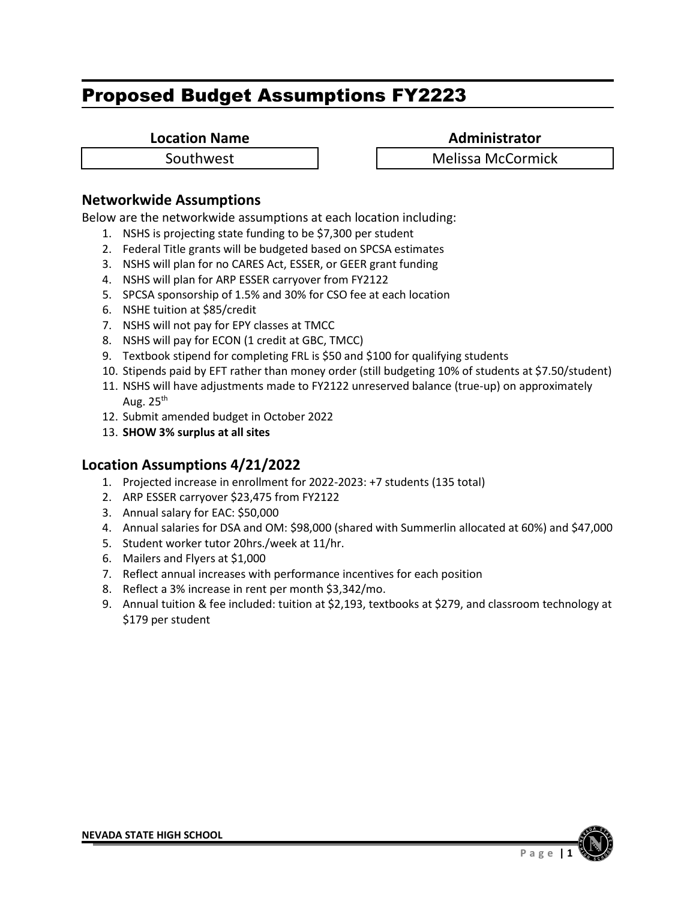# Proposed Budget Assumptions FY2223

| Location Name | Administrator |
|---|---|
| Southwest | Melissa McCormick |

## Networkwide Assumptions

Below are the networkwide assumptions at each location including:

1. NSHS is projecting state funding to be $7,300 per student
2. Federal Title grants will be budgeted based on SPCSA estimates
3. NSHS will plan for no CARES Act, ESSER, or GEER grant funding
4. NSHS will plan for ARP ESSER carryover from FY2122
5. SPCSA sponsorship of 1.5% and 30% for CSO fee at each location
6. NSHE tuition at $85/credit
7. NSHS will not pay for EPY classes at TMCC
8. NSHS will pay for ECON (1 credit at GBC, TMCC)
9. Textbook stipend for completing FRL is $50 and $100 for qualifying students
10. Stipends paid by EFT rather than money order (still budgeting 10% of students at $7.50/student)
11. NSHS will have adjustments made to FY2122 unreserved balance (true-up) on approximately Aug. 25th
12. Submit amended budget in October 2022
13. **SHOW 3% surplus at all sites**

## Location Assumptions 4/21/2022

1. Projected increase in enrollment for 2022-2023: +7 students (135 total)
2. ARP ESSER carryover $23,475 from FY2122
3. Annual salary for EAC: $50,000
4. Annual salaries for DSA and OM: $98,000 (shared with Summerlin allocated at 60%) and $47,000
5. Student worker tutor 20hrs./week at 11/hr.
6. Mailers and Flyers at $1,000
7. Reflect annual increases with performance incentives for each position
8. Reflect a 3% increase in rent per month $3,342/mo.
9. Annual tuition & fee included: tuition at $2,193, textbooks at $279, and classroom technology at $179 per student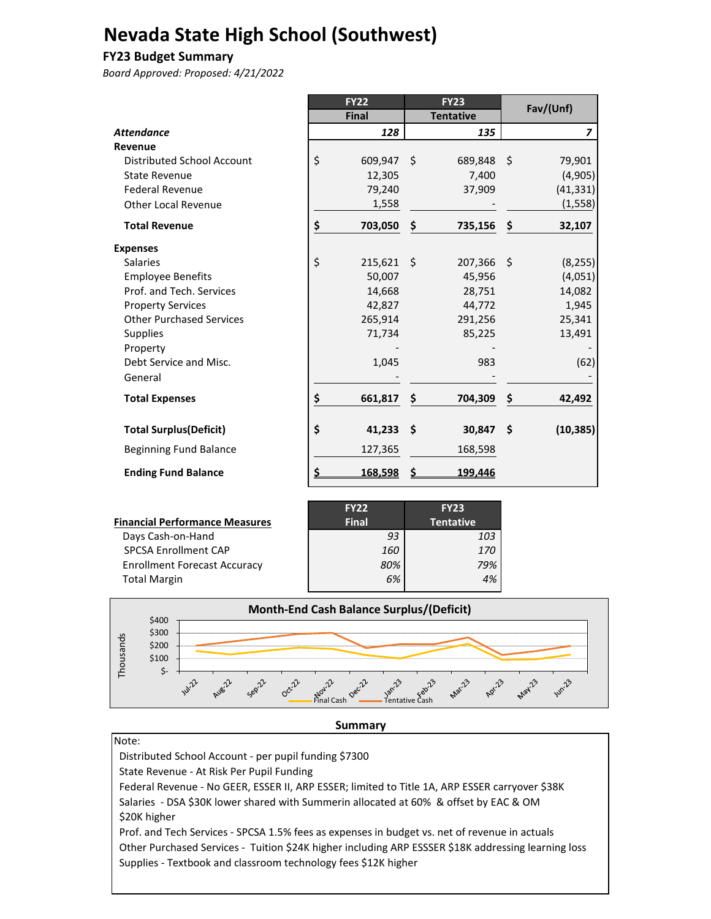# Nevada State High School (Southwest)

### FY23 Budget Summary

*Board Approved: Proposed: 4/21/2022*

| | FY22 Final | FY23 Tentative | Fav/(Unf) |
|---|---|---|---|
| ***Attendance*** | ***128*** | ***135*** | ***7*** |
| **Revenue** | | | |
| Distributed School Account | $ 609,947 | $ 689,848 | $ 79,901 |
| State Revenue | 12,305 | 7,400 | (4,905) |
| Federal Revenue | 79,240 | 37,909 | (41,331) |
| Other Local Revenue | 1,558 | - | (1,558) |
| **Total Revenue** | **$ 703,050** | **$ 735,156** | **$ 32,107** |
| **Expenses** | | | |
| Salaries | $ 215,621 | $ 207,366 | $ (8,255) |
| Employee Benefits | 50,007 | 45,956 | (4,051) |
| Prof. and Tech. Services | 14,668 | 28,751 | 14,082 |
| Property Services | 42,827 | 44,772 | 1,945 |
| Other Purchased Services | 265,914 | 291,256 | 25,341 |
| Supplies | 71,734 | 85,225 | 13,491 |
| Property | - | - | - |
| Debt Service and Misc. | 1,045 | 983 | (62) |
| General | - | - | - |
| **Total Expenses** | **$ 661,817** | **$ 704,309** | **$ 42,492** |
| **Total Surplus(Deficit)** | **$ 41,233** | **$ 30,847** | **$ (10,385)** |
| Beginning Fund Balance | 127,365 | 168,598 | |
| **Ending Fund Balance** | **$ 168,598** | **$ 199,446** | |

| **Financial Performance Measures** | FY22 Final | FY23 Tentative |
|---|---|---|
| Days Cash-on-Hand | *93* | *103* |
| SPCSA Enrollment CAP | *160* | *170* |
| Enrollment Forecast Accuracy | *80%* | *79%* |
| Total Margin | *6%* | *4%* |

**Month-End Cash Balance Surplus/(Deficit)**

### Summary

Note:

Distributed School Account - per pupil funding $7300

State Revenue - At Risk Per Pupil Funding

Federal Revenue - No GEER, ESSER II, ARP ESSER; limited to Title 1A, ARP ESSER carryover $38K

Salaries - DSA $30K lower shared with Summerin allocated at 60% & offset by EAC & OM $20K higher

Prof. and Tech Services - SPCSA 1.5% fees as expenses in budget vs. net of revenue in actuals

Other Purchased Services - Tuition $24K higher including ARP ESSSER $18K addressing learning loss

Supplies - Textbook and classroom technology fees $12K higher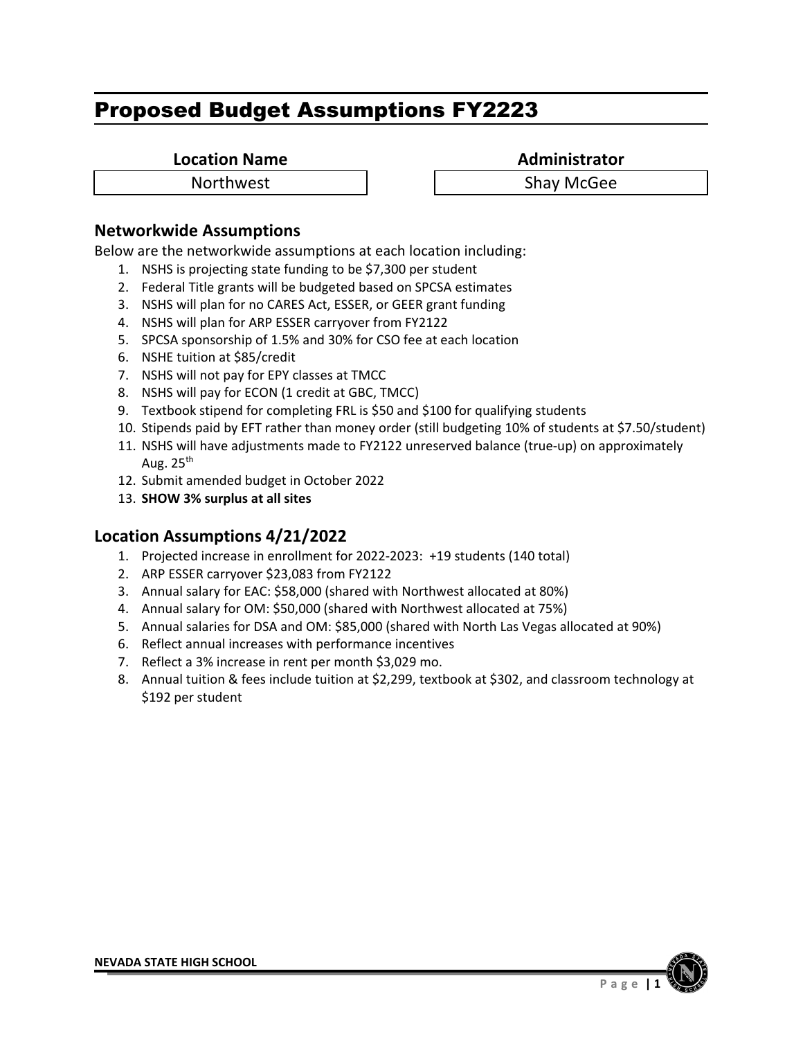# Proposed Budget Assumptions FY2223

| Location Name | Administrator |
| --- | --- |
| Northwest | Shay McGee |

## Networkwide Assumptions

Below are the networkwide assumptions at each location including:

1. NSHS is projecting state funding to be $7,300 per student
2. Federal Title grants will be budgeted based on SPCSA estimates
3. NSHS will plan for no CARES Act, ESSER, or GEER grant funding
4. NSHS will plan for ARP ESSER carryover from FY2122
5. SPCSA sponsorship of 1.5% and 30% for CSO fee at each location
6. NSHE tuition at $85/credit
7. NSHS will not pay for EPY classes at TMCC
8. NSHS will pay for ECON (1 credit at GBC, TMCC)
9. Textbook stipend for completing FRL is $50 and $100 for qualifying students
10. Stipends paid by EFT rather than money order (still budgeting 10% of students at $7.50/student)
11. NSHS will have adjustments made to FY2122 unreserved balance (true-up) on approximately Aug. 25th
12. Submit amended budget in October 2022
13. **SHOW 3% surplus at all sites**

## Location Assumptions 4/21/2022

1. Projected increase in enrollment for 2022-2023: +19 students (140 total)
2. ARP ESSER carryover $23,083 from FY2122
3. Annual salary for EAC: $58,000 (shared with Northwest allocated at 80%)
4. Annual salary for OM: $50,000 (shared with Northwest allocated at 75%)
5. Annual salaries for DSA and OM: $85,000 (shared with North Las Vegas allocated at 90%)
6. Reflect annual increases with performance incentives
7. Reflect a 3% increase in rent per month $3,029 mo.
8. Annual tuition & fees include tuition at $2,299, textbook at $302, and classroom technology at $192 per student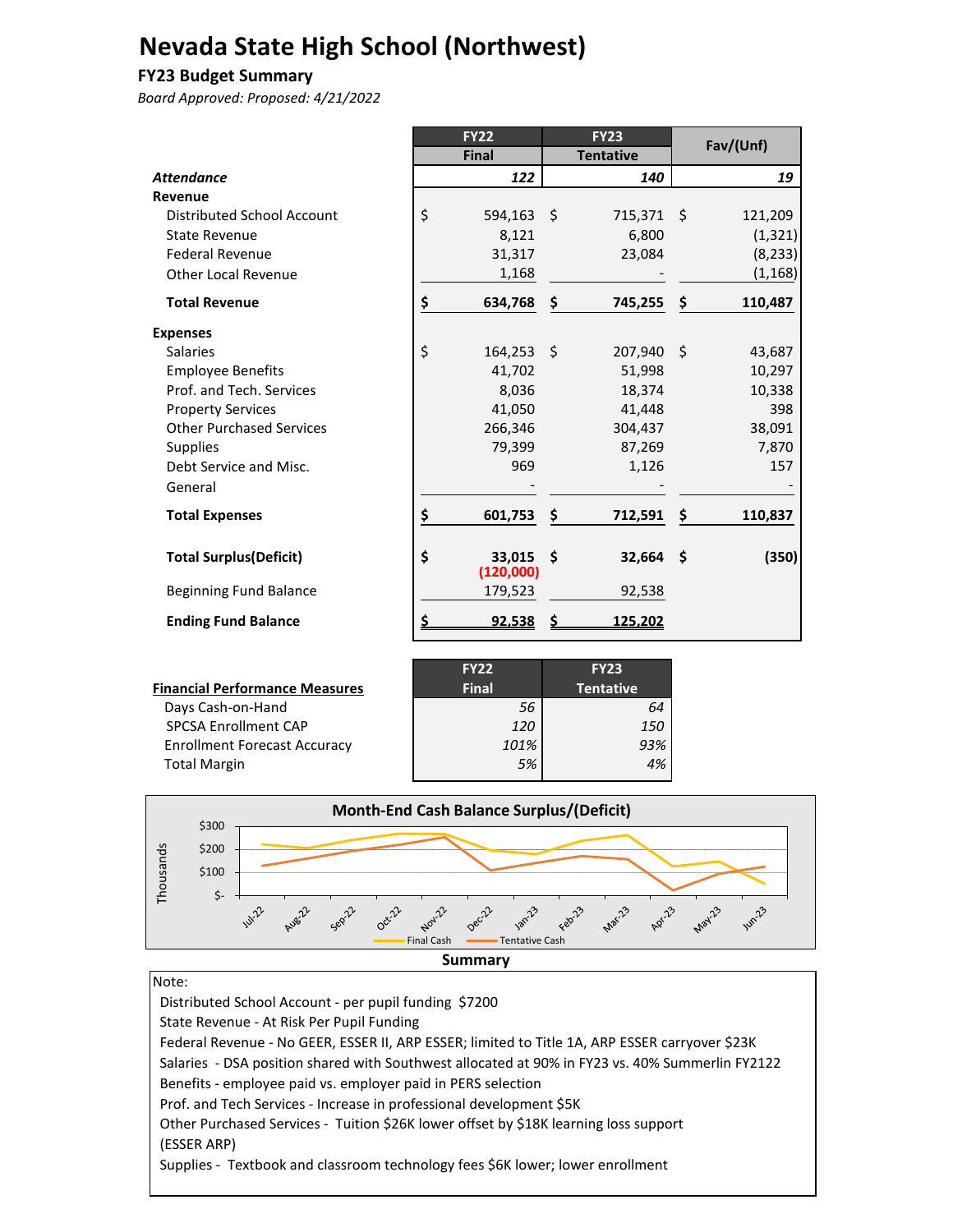# Nevada State High School (Northwest)

### FY23 Budget Summary

*Board Approved: Proposed: 4/21/2022*

| | FY22 Final | FY23 Tentative | Fav/(Unf) |
|---|---|---|---|
| ***Attendance*** | *122* | *140* | *19* |
| **Revenue** | | | |
| Distributed School Account | $ 594,163 | $ 715,371 | $ 121,209 |
| State Revenue | 8,121 | 6,800 | (1,321) |
| Federal Revenue | 31,317 | 23,084 | (8,233) |
| Other Local Revenue | 1,168 | - | (1,168) |
| **Total Revenue** | **$ 634,768** | **$ 745,255** | **$ 110,487** |
| **Expenses** | | | |
| Salaries | $ 164,253 | $ 207,940 | $ 43,687 |
| Employee Benefits | 41,702 | 51,998 | 10,297 |
| Prof. and Tech. Services | 8,036 | 18,374 | 10,338 |
| Property Services | 41,050 | 41,448 | 398 |
| Other Purchased Services | 266,346 | 304,437 | 38,091 |
| Supplies | 79,399 | 87,269 | 7,870 |
| Debt Service and Misc. | 969 | 1,126 | 157 |
| General | - | - | - |
| **Total Expenses** | **$ 601,753** | **$ 712,591** | **$ 110,837** |
| **Total Surplus(Deficit)** | **$ 33,015** **(120,000)** | **$ 32,664** | **$ (350)** |
| Beginning Fund Balance | 179,523 | 92,538 | |
| **Ending Fund Balance** | **$ 92,538** | **$ 125,202** | |

| Financial Performance Measures | FY22 Final | FY23 Tentative |
|---|---|---|
| Days Cash-on-Hand | *56* | *64* |
| SPCSA Enrollment CAP | *120* | *150* |
| Enrollment Forecast Accuracy | *101%* | *93%* |
| Total Margin | *5%* | *4%* |

**Month-End Cash Balance Surplus/(Deficit)**

(Chart: Thousands, $- to $300, Jul-22 through Jun-23; series: Final Cash, Tentative Cash)

**Summary**

Note:

Distributed School Account - per pupil funding $7200
State Revenue - At Risk Per Pupil Funding
Federal Revenue - No GEER, ESSER II, ARP ESSER; limited to Title 1A, ARP ESSER carryover $23K
Salaries - DSA position shared with Southwest allocated at 90% in FY23 vs. 40% Summerlin FY2122
Benefits - employee paid vs. employer paid in PERS selection
Prof. and Tech Services - Increase in professional development $5K
Other Purchased Services - Tuition $26K lower offset by $18K learning loss support (ESSER ARP)
Supplies - Textbook and classroom technology fees $6K lower; lower enrollment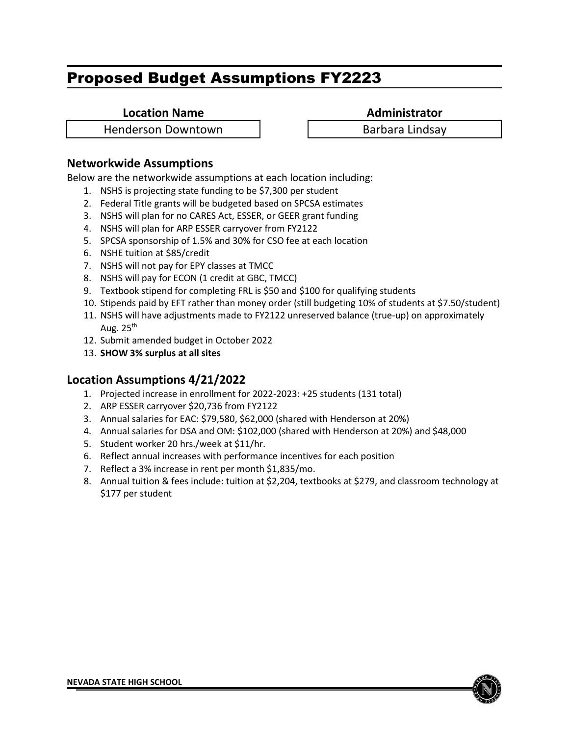# Proposed Budget Assumptions FY2223

| Location Name | Administrator |
|---|---|
| Henderson Downtown | Barbara Lindsay |

## Networkwide Assumptions

Below are the networkwide assumptions at each location including:

1. NSHS is projecting state funding to be $7,300 per student
2. Federal Title grants will be budgeted based on SPCSA estimates
3. NSHS will plan for no CARES Act, ESSER, or GEER grant funding
4. NSHS will plan for ARP ESSER carryover from FY2122
5. SPCSA sponsorship of 1.5% and 30% for CSO fee at each location
6. NSHE tuition at $85/credit
7. NSHS will not pay for EPY classes at TMCC
8. NSHS will pay for ECON (1 credit at GBC, TMCC)
9. Textbook stipend for completing FRL is $50 and $100 for qualifying students
10. Stipends paid by EFT rather than money order (still budgeting 10% of students at $7.50/student)
11. NSHS will have adjustments made to FY2122 unreserved balance (true-up) on approximately Aug. 25th
12. Submit amended budget in October 2022
13. **SHOW 3% surplus at all sites**

## Location Assumptions 4/21/2022

1. Projected increase in enrollment for 2022-2023: +25 students (131 total)
2. ARP ESSER carryover $20,736 from FY2122
3. Annual salaries for EAC: $79,580, $62,000 (shared with Henderson at 20%)
4. Annual salaries for DSA and OM: $102,000 (shared with Henderson at 20%) and $48,000
5. Student worker 20 hrs./week at $11/hr.
6. Reflect annual increases with performance incentives for each position
7. Reflect a 3% increase in rent per month $1,835/mo.
8. Annual tuition & fees include: tuition at $2,204, textbooks at $279, and classroom technology at $177 per student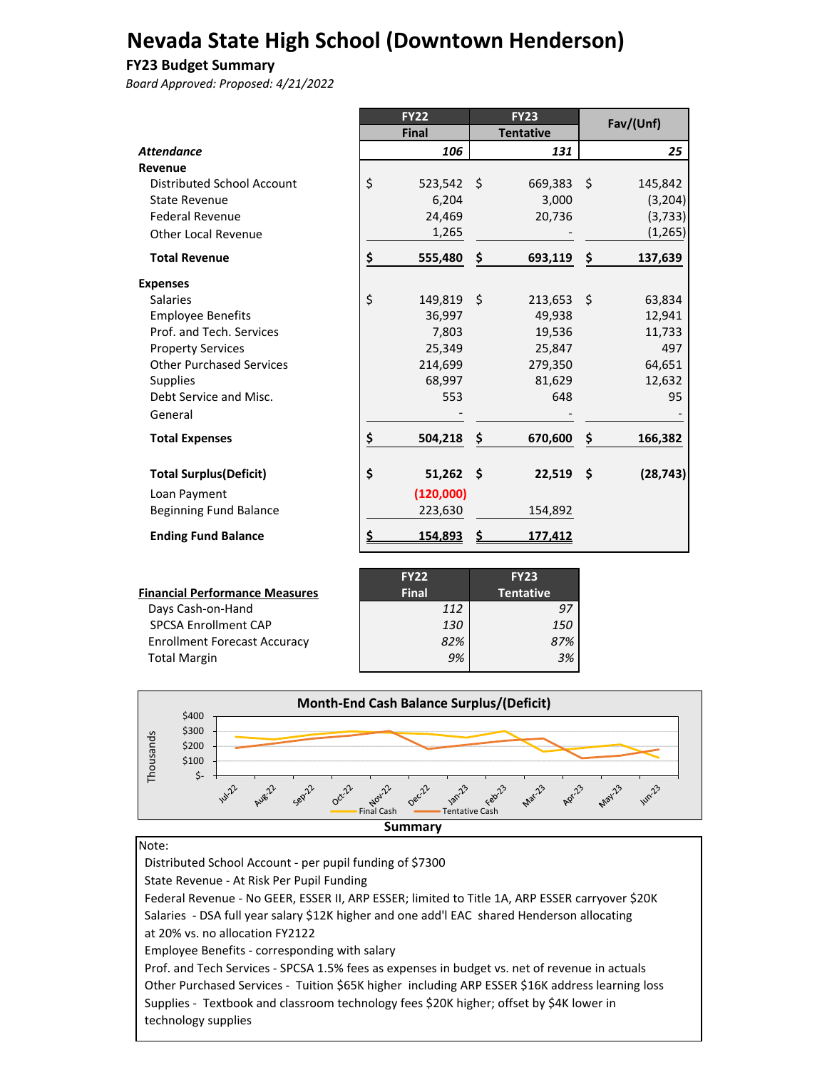# Nevada State High School (Downtown Henderson)

**FY23 Budget Summary**

*Board Approved: Proposed: 4/21/2022*

| | FY22 Final | FY23 Tentative | Fav/(Unf) |
|---|---|---|---|
| ***Attendance*** | *106* | *131* | *25* |
| **Revenue** | | | |
| Distributed School Account | $ 523,542 | $ 669,383 | $ 145,842 |
| State Revenue | 6,204 | 3,000 | (3,204) |
| Federal Revenue | 24,469 | 20,736 | (3,733) |
| Other Local Revenue | 1,265 | - | (1,265) |
| **Total Revenue** | **$ 555,480** | **$ 693,119** | **$ 137,639** |
| **Expenses** | | | |
| Salaries | $ 149,819 | $ 213,653 | $ 63,834 |
| Employee Benefits | 36,997 | 49,938 | 12,941 |
| Prof. and Tech. Services | 7,803 | 19,536 | 11,733 |
| Property Services | 25,349 | 25,847 | 497 |
| Other Purchased Services | 214,699 | 279,350 | 64,651 |
| Supplies | 68,997 | 81,629 | 12,632 |
| Debt Service and Misc. | 553 | 648 | 95 |
| General | - | - | - |
| **Total Expenses** | **$ 504,218** | **$ 670,600** | **$ 166,382** |
| **Total Surplus(Deficit)** | **$ 51,262** | **$ 22,519** | **$ (28,743)** |
| Loan Payment | (120,000) | | |
| Beginning Fund Balance | 223,630 | 154,892 | |
| **Ending Fund Balance** | **$ 154,893** | **$ 177,412** | |

| Financial Performance Measures | FY22 Final | FY23 Tentative |
|---|---|---|
| Days Cash-on-Hand | *112* | *97* |
| SPCSA Enrollment CAP | *130* | *150* |
| Enrollment Forecast Accuracy | *82%* | *87%* |
| Total Margin | *9%* | *3%* |

**Month-End Cash Balance Surplus/(Deficit)**

**Summary**

Note:

Distributed School Account - per pupil funding of $7300

State Revenue - At Risk Per Pupil Funding

Federal Revenue - No GEER, ESSER II, ARP ESSER; limited to Title 1A, ARP ESSER carryover $20K

Salaries - DSA full year salary $12K higher and one add'l EAC shared Henderson allocating at 20% vs. no allocation FY2122

Employee Benefits - corresponding with salary

Prof. and Tech Services - SPCSA 1.5% fees as expenses in budget vs. net of revenue in actuals

Other Purchased Services - Tuition $65K higher including ARP ESSER $16K address learning loss

Supplies - Textbook and classroom technology fees $20K higher; offset by $4K lower in technology supplies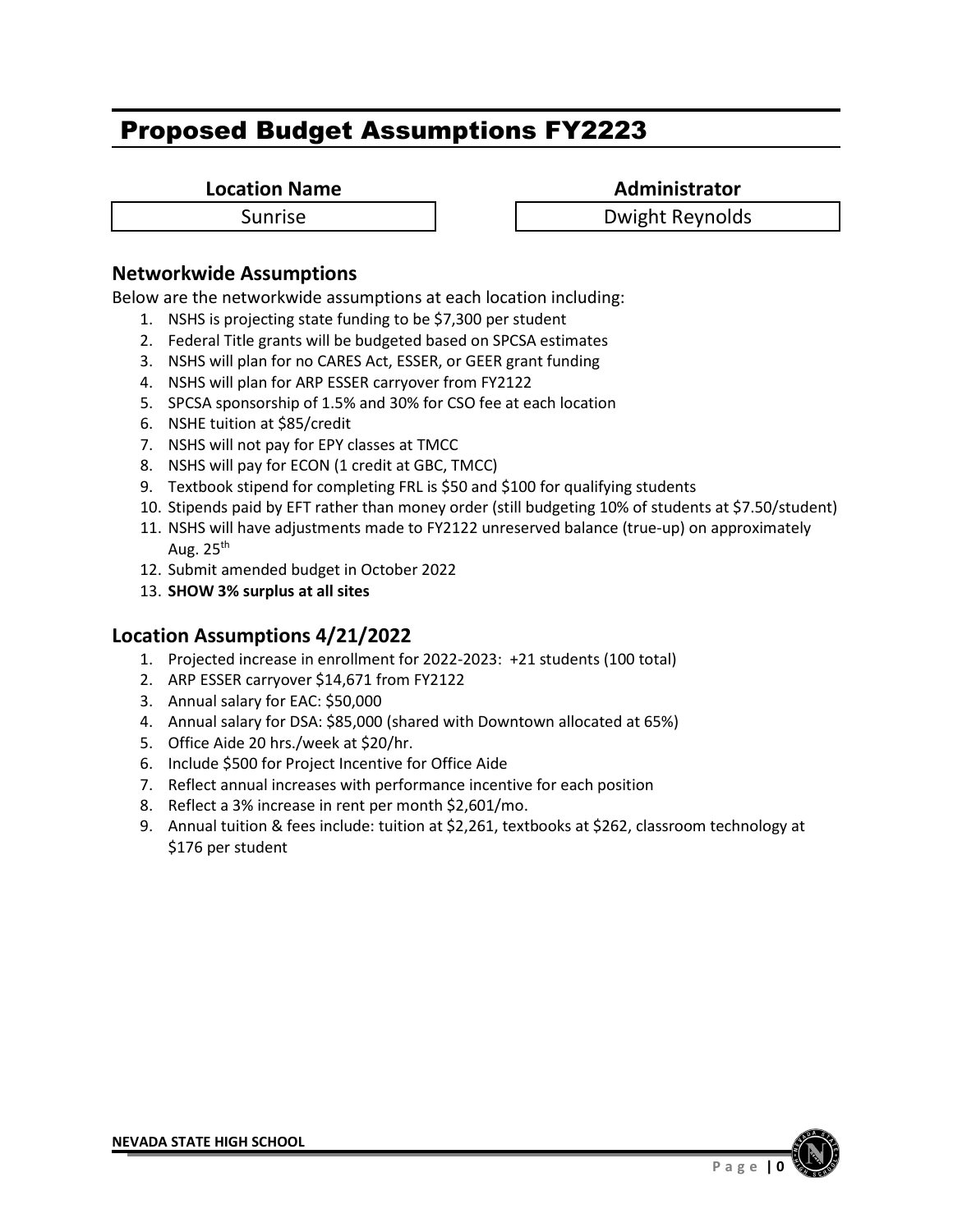# Proposed Budget Assumptions FY2223

| Location Name | Administrator |
|---|---|
| Sunrise | Dwight Reynolds |

## Networkwide Assumptions

Below are the networkwide assumptions at each location including:

1. NSHS is projecting state funding to be $7,300 per student
2. Federal Title grants will be budgeted based on SPCSA estimates
3. NSHS will plan for no CARES Act, ESSER, or GEER grant funding
4. NSHS will plan for ARP ESSER carryover from FY2122
5. SPCSA sponsorship of 1.5% and 30% for CSO fee at each location
6. NSHE tuition at $85/credit
7. NSHS will not pay for EPY classes at TMCC
8. NSHS will pay for ECON (1 credit at GBC, TMCC)
9. Textbook stipend for completing FRL is $50 and $100 for qualifying students
10. Stipends paid by EFT rather than money order (still budgeting 10% of students at $7.50/student)
11. NSHS will have adjustments made to FY2122 unreserved balance (true-up) on approximately Aug. 25th
12. Submit amended budget in October 2022
13. **SHOW 3% surplus at all sites**

## Location Assumptions 4/21/2022

1. Projected increase in enrollment for 2022-2023: +21 students (100 total)
2. ARP ESSER carryover $14,671 from FY2122
3. Annual salary for EAC: $50,000
4. Annual salary for DSA: $85,000 (shared with Downtown allocated at 65%)
5. Office Aide 20 hrs./week at $20/hr.
6. Include $500 for Project Incentive for Office Aide
7. Reflect annual increases with performance incentive for each position
8. Reflect a 3% increase in rent per month $2,601/mo.
9. Annual tuition & fees include: tuition at $2,261, textbooks at $262, classroom technology at $176 per student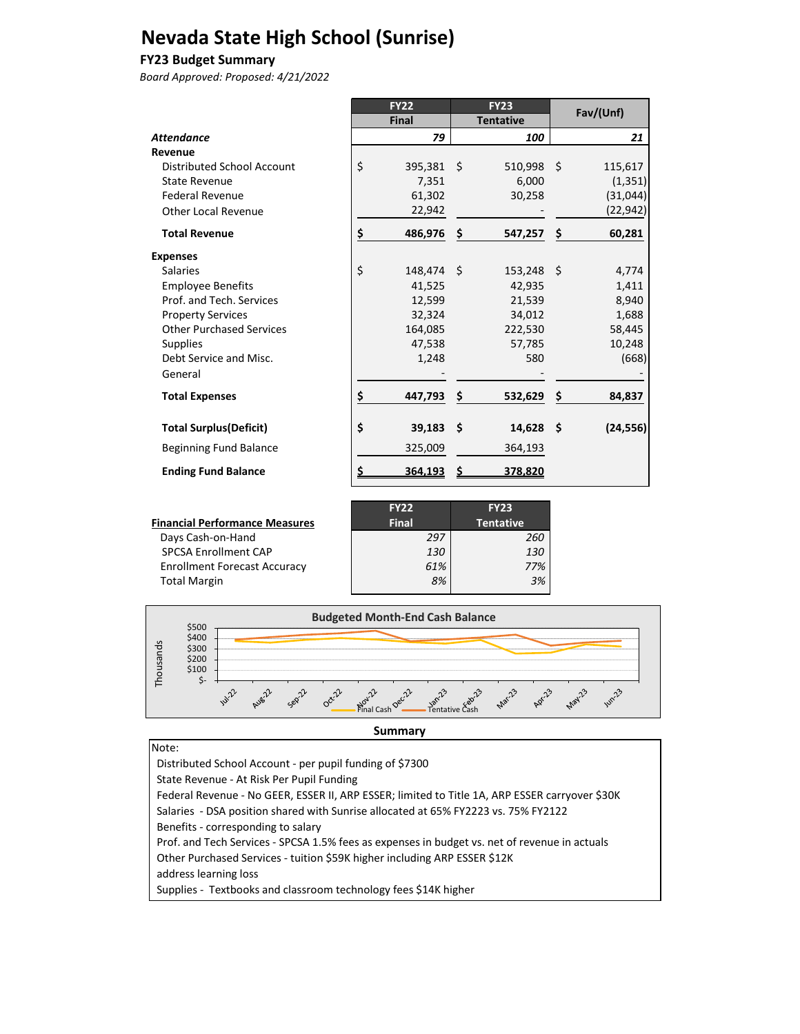# Nevada State High School (Sunrise)

## FY23 Budget Summary

*Board Approved: Proposed: 4/21/2022*

| | FY22 Final | FY23 Tentative | Fav/(Unf) |
|---|---|---|---|
| ***Attendance*** | *79* | *100* | *21* |
| **Revenue** | | | |
| Distributed School Account | $ 395,381 | $ 510,998 | $ 115,617 |
| State Revenue | 7,351 | 6,000 | (1,351) |
| Federal Revenue | 61,302 | 30,258 | (31,044) |
| Other Local Revenue | 22,942 | - | (22,942) |
| **Total Revenue** | **$ 486,976** | **$ 547,257** | **$ 60,281** |
| **Expenses** | | | |
| Salaries | $ 148,474 | $ 153,248 | $ 4,774 |
| Employee Benefits | 41,525 | 42,935 | 1,411 |
| Prof. and Tech. Services | 12,599 | 21,539 | 8,940 |
| Property Services | 32,324 | 34,012 | 1,688 |
| Other Purchased Services | 164,085 | 222,530 | 58,445 |
| Supplies | 47,538 | 57,785 | 10,248 |
| Debt Service and Misc. | 1,248 | 580 | (668) |
| General | - | - | - |
| **Total Expenses** | **$ 447,793** | **$ 532,629** | **$ 84,837** |
| **Total Surplus(Deficit)** | **$ 39,183** | **$ 14,628** | **$ (24,556)** |
| Beginning Fund Balance | 325,009 | 364,193 | |
| **Ending Fund Balance** | **$ 364,193** | **$ 378,820** | |

| **Financial Performance Measures** | FY22 Final | FY23 Tentative |
|---|---|---|
| Days Cash-on-Hand | *297* | *260* |
| SPCSA Enrollment CAP | *130* | *130* |
| Enrollment Forecast Accuracy | *61%* | *77%* |
| Total Margin | *8%* | *3%* |

**Budgeted Month-End Cash Balance**

(Chart: Thousands, $- to $500; Jul-22 through Jun-23; Final Cash, Tentative Cash)

**Summary**

Note:

Distributed School Account - per pupil funding of $7300

State Revenue - At Risk Per Pupil Funding

Federal Revenue - No GEER, ESSER II, ARP ESSER; limited to Title 1A, ARP ESSER carryover $30K

Salaries - DSA position shared with Sunrise allocated at 65% FY2223 vs. 75% FY2122

Benefits - corresponding to salary

Prof. and Tech Services - SPCSA 1.5% fees as expenses in budget vs. net of revenue in actuals

Other Purchased Services - tuition $59K higher including ARP ESSER $12K address learning loss

Supplies - Textbooks and classroom technology fees $14K higher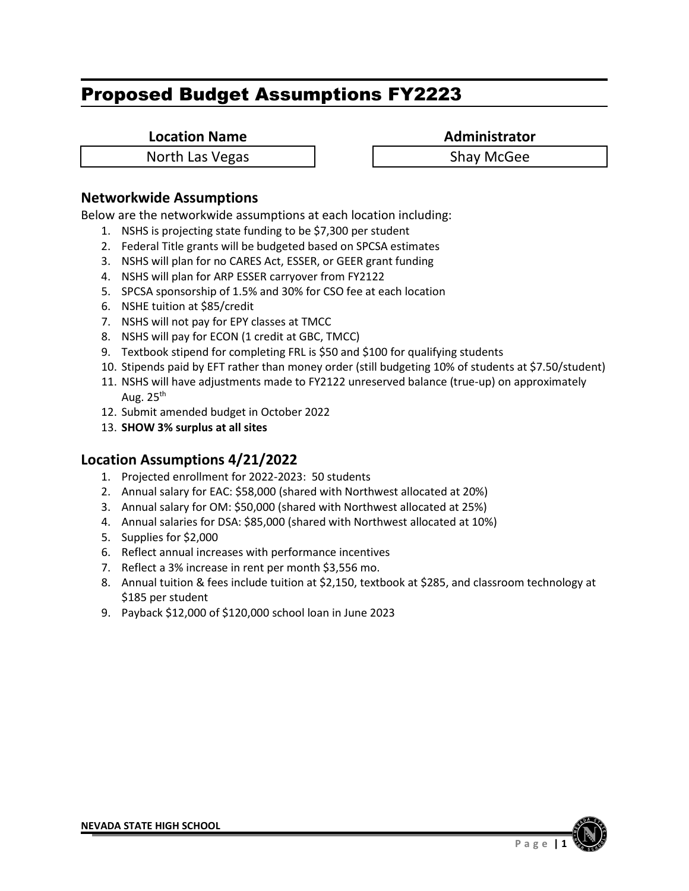# Proposed Budget Assumptions FY2223

| Location Name | Administrator |
| --- | --- |
| North Las Vegas | Shay McGee |

## Networkwide Assumptions

Below are the networkwide assumptions at each location including:

1. NSHS is projecting state funding to be $7,300 per student
2. Federal Title grants will be budgeted based on SPCSA estimates
3. NSHS will plan for no CARES Act, ESSER, or GEER grant funding
4. NSHS will plan for ARP ESSER carryover from FY2122
5. SPCSA sponsorship of 1.5% and 30% for CSO fee at each location
6. NSHE tuition at $85/credit
7. NSHS will not pay for EPY classes at TMCC
8. NSHS will pay for ECON (1 credit at GBC, TMCC)
9. Textbook stipend for completing FRL is $50 and $100 for qualifying students
10. Stipends paid by EFT rather than money order (still budgeting 10% of students at $7.50/student)
11. NSHS will have adjustments made to FY2122 unreserved balance (true-up) on approximately Aug. 25th
12. Submit amended budget in October 2022
13. **SHOW 3% surplus at all sites**

## Location Assumptions 4/21/2022

1. Projected enrollment for 2022-2023: 50 students
2. Annual salary for EAC: $58,000 (shared with Northwest allocated at 20%)
3. Annual salary for OM: $50,000 (shared with Northwest allocated at 25%)
4. Annual salaries for DSA: $85,000 (shared with Northwest allocated at 10%)
5. Supplies for $2,000
6. Reflect annual increases with performance incentives
7. Reflect a 3% increase in rent per month $3,556 mo.
8. Annual tuition & fees include tuition at $2,150, textbook at $285, and classroom technology at $185 per student
9. Payback $12,000 of $120,000 school loan in June 2023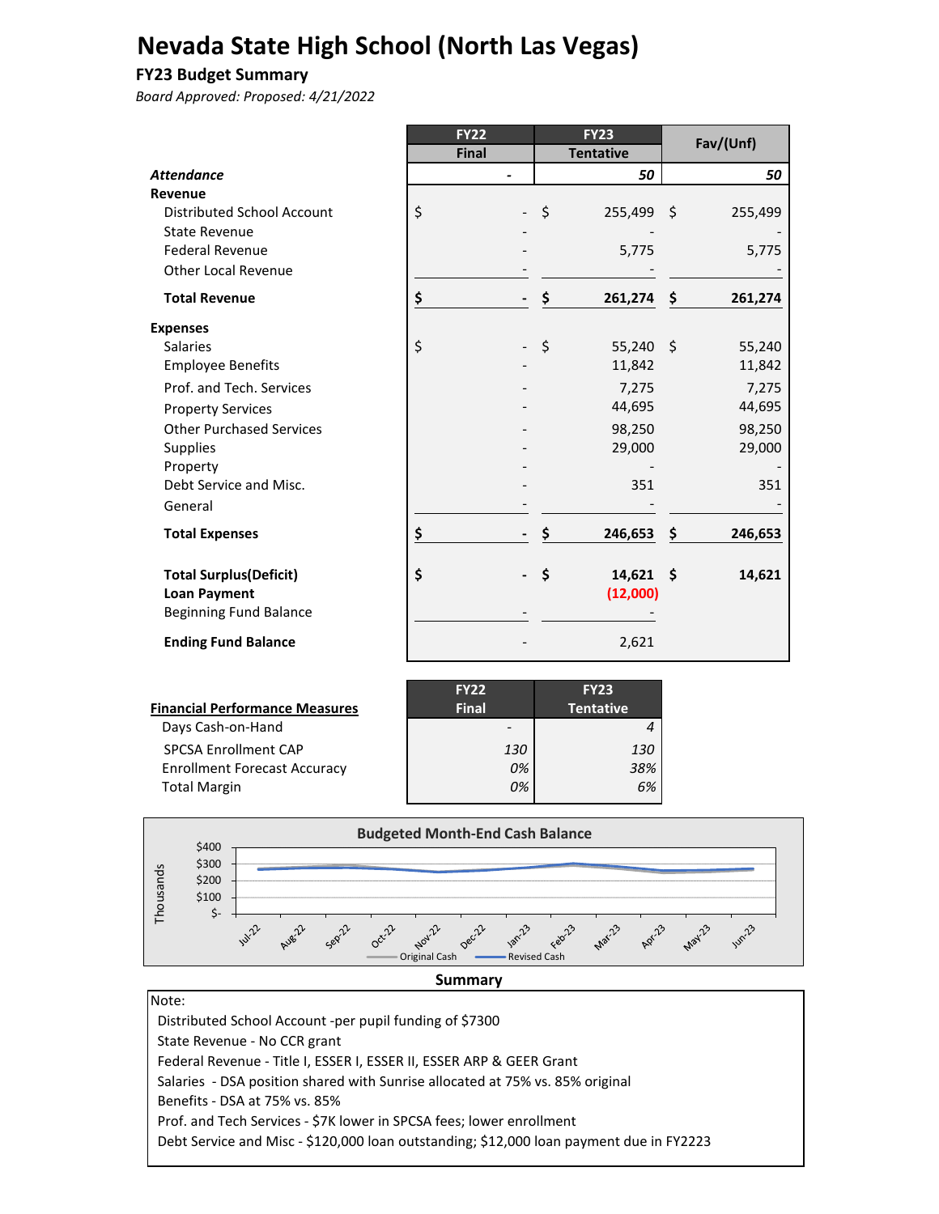# Nevada State High School (North Las Vegas)

**FY23 Budget Summary**

*Board Approved: Proposed: 4/21/2022*

| | FY22 Final | FY23 Tentative | Fav/(Unf) |
|---|---|---|---|
| ***Attendance*** | - | *50* | *50* |
| **Revenue** | | | |
| Distributed School Account | $ - | $ 255,499 | $ 255,499 |
| State Revenue | - | - | - |
| Federal Revenue | - | 5,775 | 5,775 |
| Other Local Revenue | - | - | - |
| **Total Revenue** | **$ -** | **$ 261,274** | **$ 261,274** |
| **Expenses** | | | |
| Salaries | $ - | $ 55,240 | $ 55,240 |
| Employee Benefits | - | 11,842 | 11,842 |
| Prof. and Tech. Services | - | 7,275 | 7,275 |
| Property Services | - | 44,695 | 44,695 |
| Other Purchased Services | - | 98,250 | 98,250 |
| Supplies | - | 29,000 | 29,000 |
| Property | - | - | - |
| Debt Service and Misc. | - | 351 | 351 |
| General | - | - | - |
| **Total Expenses** | **$ -** | **$ 246,653** | **$ 246,653** |
| **Total Surplus(Deficit)** | **$ -** | **$ 14,621** | **$ 14,621** |
| **Loan Payment** | | **(12,000)** | |
| Beginning Fund Balance | - | - | |
| **Ending Fund Balance** | - | 2,621 | |

| <u>**Financial Performance Measures**</u> | FY22 Final | FY23 Tentative |
|---|---|---|
| Days Cash-on-Hand | - | *4* |
| SPCSA Enrollment CAP | *130* | *130* |
| Enrollment Forecast Accuracy | *0%* | *38%* |
| Total Margin | *0%* | *6%* |

**Budgeted Month-End Cash Balance**

Thousands: $-, $100, $200, $300, $400

Jul-22, Aug-22, Sep-22, Oct-22, Nov-22, Dec-22, Jan-23, Feb-23, Mar-23, Apr-23, May-23, Jun-23

Original Cash — Revised Cash

**Summary**

Note:

- Distributed School Account -per pupil funding of $7300
- State Revenue - No CCR grant
- Federal Revenue - Title I, ESSER I, ESSER II, ESSER ARP & GEER Grant
- Salaries - DSA position shared with Sunrise allocated at 75% vs. 85% original
- Benefits - DSA at 75% vs. 85%
- Prof. and Tech Services - $7K lower in SPCSA fees; lower enrollment
- Debt Service and Misc - $120,000 loan outstanding; $12,000 loan payment due in FY2223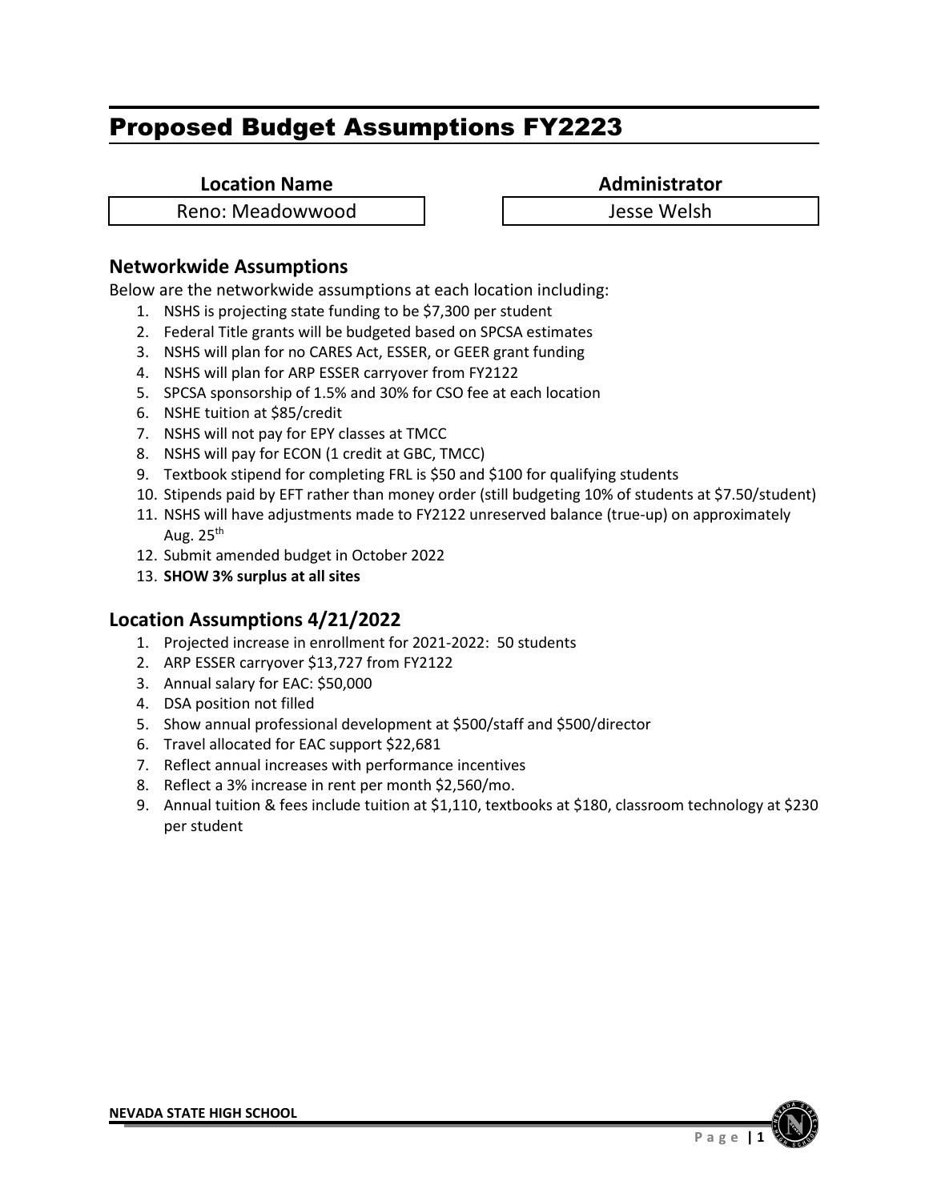# Proposed Budget Assumptions FY2223

| Location Name | Administrator |
|---|---|
| Reno: Meadowwood | Jesse Welsh |

## Networkwide Assumptions

Below are the networkwide assumptions at each location including:

1. NSHS is projecting state funding to be $7,300 per student
2. Federal Title grants will be budgeted based on SPCSA estimates
3. NSHS will plan for no CARES Act, ESSER, or GEER grant funding
4. NSHS will plan for ARP ESSER carryover from FY2122
5. SPCSA sponsorship of 1.5% and 30% for CSO fee at each location
6. NSHE tuition at $85/credit
7. NSHS will not pay for EPY classes at TMCC
8. NSHS will pay for ECON (1 credit at GBC, TMCC)
9. Textbook stipend for completing FRL is $50 and $100 for qualifying students
10. Stipends paid by EFT rather than money order (still budgeting 10% of students at $7.50/student)
11. NSHS will have adjustments made to FY2122 unreserved balance (true-up) on approximately Aug. 25th
12. Submit amended budget in October 2022
13. **SHOW 3% surplus at all sites**

## Location Assumptions 4/21/2022

1. Projected increase in enrollment for 2021-2022: 50 students
2. ARP ESSER carryover $13,727 from FY2122
3. Annual salary for EAC: $50,000
4. DSA position not filled
5. Show annual professional development at $500/staff and $500/director
6. Travel allocated for EAC support $22,681
7. Reflect annual increases with performance incentives
8. Reflect a 3% increase in rent per month $2,560/mo.
9. Annual tuition & fees include tuition at $1,110, textbooks at $180, classroom technology at $230 per student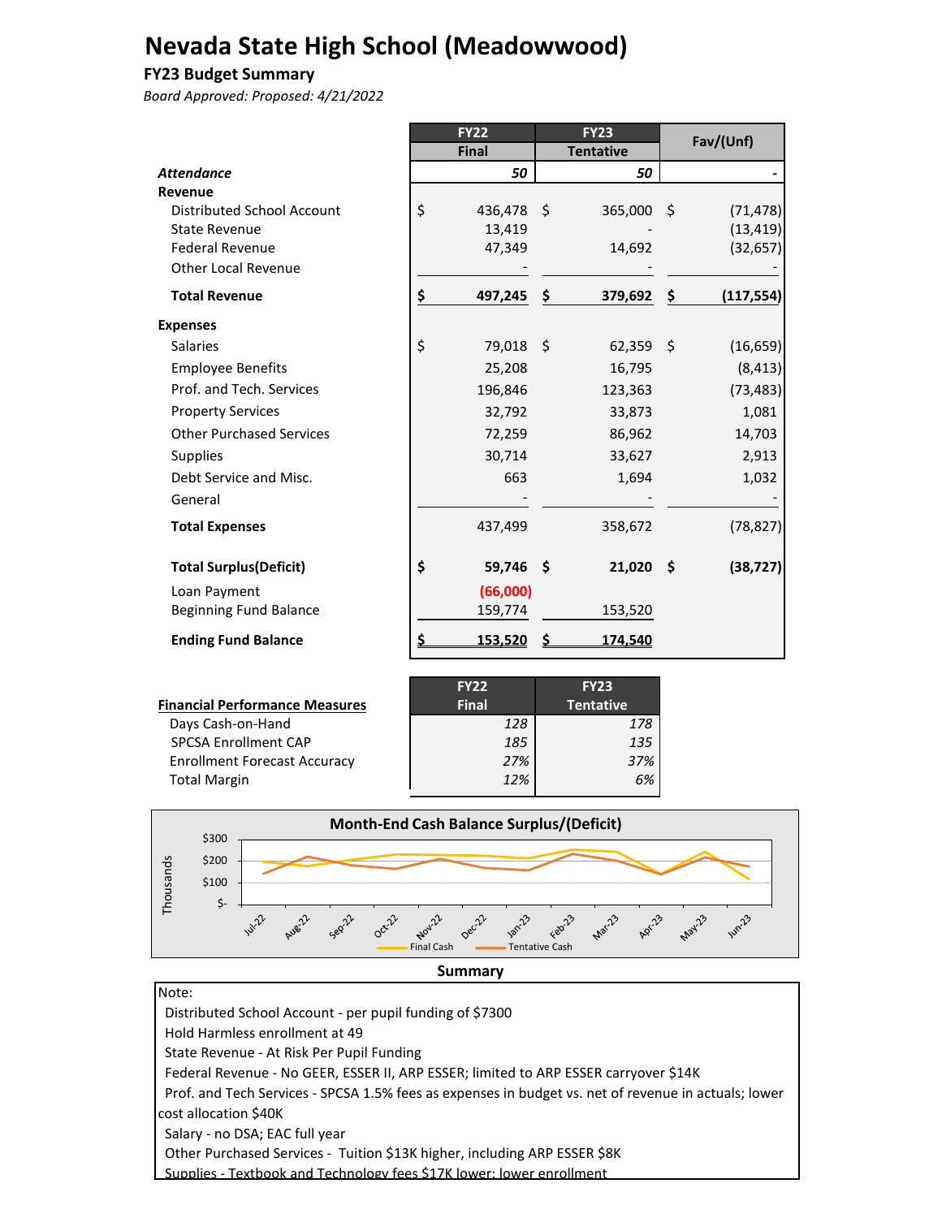# Nevada State High School (Meadowwood)

**FY23 Budget Summary**

*Board Approved: Proposed: 4/21/2022*

| | FY22 Final | FY23 Tentative | Fav/(Unf) |
|---|---|---|---|
| ***Attendance*** | *50* | *50* | - |
| **Revenue** | | | |
| Distributed School Account | $ 436,478 | $ 365,000 | $ (71,478) |
| State Revenue | 13,419 | - | (13,419) |
| Federal Revenue | 47,349 | 14,692 | (32,657) |
| Other Local Revenue | - | - | - |
| **Total Revenue** | **$ 497,245** | **$ 379,692** | **$ (117,554)** |
| **Expenses** | | | |
| Salaries | $ 79,018 | $ 62,359 | $ (16,659) |
| Employee Benefits | 25,208 | 16,795 | (8,413) |
| Prof. and Tech. Services | 196,846 | 123,363 | (73,483) |
| Property Services | 32,792 | 33,873 | 1,081 |
| Other Purchased Services | 72,259 | 86,962 | 14,703 |
| Supplies | 30,714 | 33,627 | 2,913 |
| Debt Service and Misc. | 663 | 1,694 | 1,032 |
| General | - | - | - |
| **Total Expenses** | 437,499 | 358,672 | (78,827) |
| **Total Surplus(Deficit)** | **$ 59,746** | **$ 21,020** | **$ (38,727)** |
| Loan Payment | (66,000) | | |
| Beginning Fund Balance | 159,774 | 153,520 | |
| **Ending Fund Balance** | **$ 153,520** | **$ 174,540** | |

| **Financial Performance Measures** | FY22 Final | FY23 Tentative |
|---|---|---|
| Days Cash-on-Hand | *128* | *178* |
| SPCSA Enrollment CAP | *185* | *135* |
| Enrollment Forecast Accuracy | *27%* | *37%* |
| Total Margin | *12%* | *6%* |

**Month-End Cash Balance Surplus/(Deficit)**

Thousands

$300
$200
$100
$-

Jul-22 Aug-22 Sep-22 Oct-22 Nov-22 Dec-22 Jan-23 Feb-23 Mar-23 Apr-23 May-23 Jun-23

Final Cash — Tentative Cash

**Summary**

Note:

Distributed School Account - per pupil funding of $7300

Hold Harmless enrollment at 49

State Revenue - At Risk Per Pupil Funding

Federal Revenue - No GEER, ESSER II, ARP ESSER; limited to ARP ESSER carryover $14K

Prof. and Tech Services - SPCSA 1.5% fees as expenses in budget vs. net of revenue in actuals; lower cost allocation $40K

Salary - no DSA; EAC full year

Other Purchased Services - Tuition $13K higher, including ARP ESSER $8K

Supplies - Textbook and Technology fees $17K lower; lower enrollment